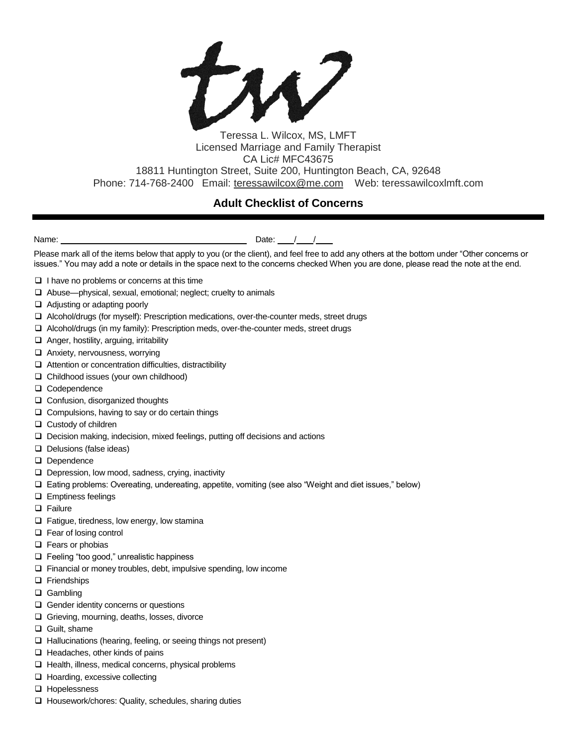Teressa L. Wilcox, MS, LMFT
Licensed Marriage and Family Therapist
CA Lic# MFC43675
18811 Huntington Street, Suite 200, Huntington Beach, CA, 92648
Phone: 714-768-2400 Email: teressawilcox@me.com Web: teressawilcoxlmft.com

## Adult Checklist of Concerns

Name: ______________________________ Date: ___/___/___

Please mark all of the items below that apply to you (or the client), and feel free to add any others at the bottom under "Other concerns or issues." You may add a note or details in the space next to the concerns checked When you are done, please read the note at the end.

- ☐ I have no problems or concerns at this time
- ☐ Abuse—physical, sexual, emotional; neglect; cruelty to animals
- ☐ Adjusting or adapting poorly
- ☐ Alcohol/drugs (for myself): Prescription medications, over-the-counter meds, street drugs
- ☐ Alcohol/drugs (in my family): Prescription meds, over-the-counter meds, street drugs
- ☐ Anger, hostility, arguing, irritability
- ☐ Anxiety, nervousness, worrying
- ☐ Attention or concentration difficulties, distractibility
- ☐ Childhood issues (your own childhood)
- ☐ Codependence
- ☐ Confusion, disorganized thoughts
- ☐ Compulsions, having to say or do certain things
- ☐ Custody of children
- ☐ Decision making, indecision, mixed feelings, putting off decisions and actions
- ☐ Delusions (false ideas)
- ☐ Dependence
- ☐ Depression, low mood, sadness, crying, inactivity
- ☐ Eating problems: Overeating, undereating, appetite, vomiting (see also "Weight and diet issues," below)
- ☐ Emptiness feelings
- ☐ Failure
- ☐ Fatigue, tiredness, low energy, low stamina
- ☐ Fear of losing control
- ☐ Fears or phobias
- ☐ Feeling "too good," unrealistic happiness
- ☐ Financial or money troubles, debt, impulsive spending, low income
- ☐ Friendships
- ☐ Gambling
- ☐ Gender identity concerns or questions
- ☐ Grieving, mourning, deaths, losses, divorce
- ☐ Guilt, shame
- ☐ Hallucinations (hearing, feeling, or seeing things not present)
- ☐ Headaches, other kinds of pains
- ☐ Health, illness, medical concerns, physical problems
- ☐ Hoarding, excessive collecting
- ☐ Hopelessness
- ☐ Housework/chores: Quality, schedules, sharing duties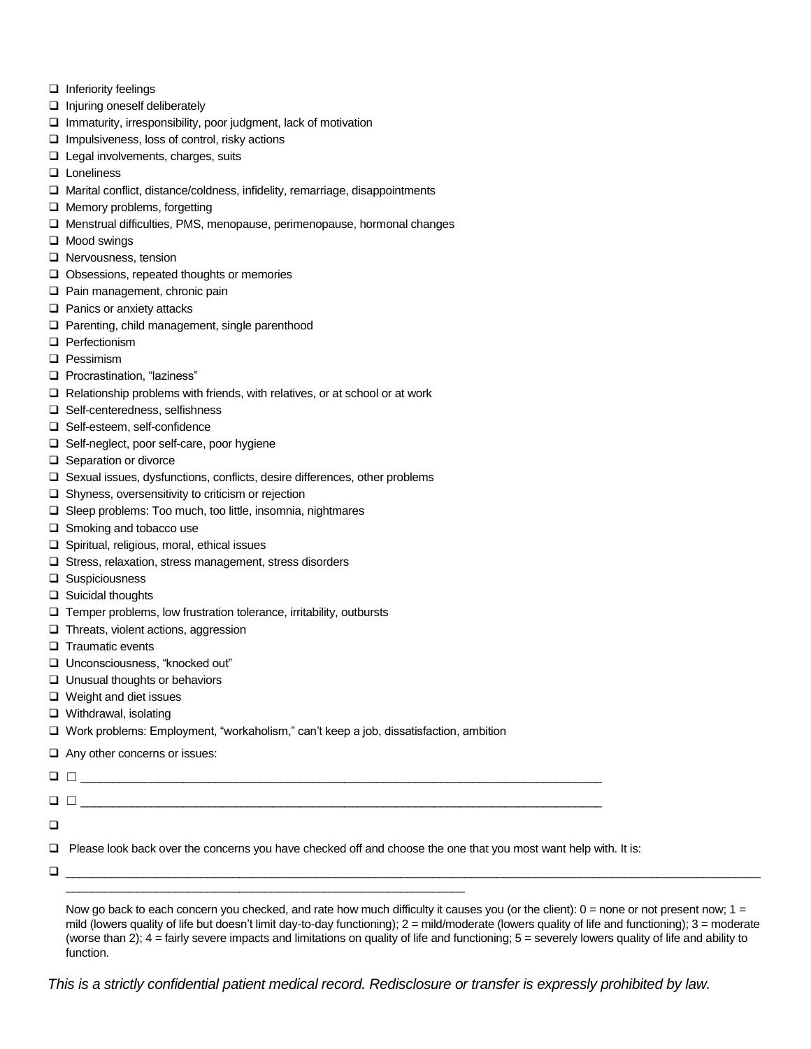- ❑ Inferiority feelings
- ❑ Injuring oneself deliberately
- ❑ Immaturity, irresponsibility, poor judgment, lack of motivation
- ❑ Impulsiveness, loss of control, risky actions
- ❑ Legal involvements, charges, suits
- ❑ Loneliness
- ❑ Marital conflict, distance/coldness, infidelity, remarriage, disappointments
- ❑ Memory problems, forgetting
- ❑ Menstrual difficulties, PMS, menopause, perimenopause, hormonal changes
- ❑ Mood swings
- ❑ Nervousness, tension
- ❑ Obsessions, repeated thoughts or memories
- ❑ Pain management, chronic pain
- ❑ Panics or anxiety attacks
- ❑ Parenting, child management, single parenthood
- ❑ Perfectionism
- ❑ Pessimism
- ❑ Procrastination, "laziness"
- ❑ Relationship problems with friends, with relatives, or at school or at work
- ❑ Self-centeredness, selfishness
- ❑ Self-esteem, self-confidence
- ❑ Self-neglect, poor self-care, poor hygiene
- ❑ Separation or divorce
- ❑ Sexual issues, dysfunctions, conflicts, desire differences, other problems
- ❑ Shyness, oversensitivity to criticism or rejection
- ❑ Sleep problems: Too much, too little, insomnia, nightmares
- ❑ Smoking and tobacco use
- ❑ Spiritual, religious, moral, ethical issues
- ❑ Stress, relaxation, stress management, stress disorders
- ❑ Suspiciousness
- ❑ Suicidal thoughts
- ❑ Temper problems, low frustration tolerance, irritability, outbursts
- ❑ Threats, violent actions, aggression
- ❑ Traumatic events
- ❑ Unconsciousness, "knocked out"
- ❑ Unusual thoughts or behaviors
- ❑ Weight and diet issues
- ❑ Withdrawal, isolating
- ❑ Work problems: Employment, "workaholism," can't keep a job, dissatisfaction, ambition
- ❑ Any other concerns or issues:
- ❑ □ ____________________________________________________________________________
- ❑ □ ____________________________________________________________________________
- ❑
- ❑ Please look back over the concerns you have checked off and choose the one that you most want help with. It is:
- ❑ ____________________________________________________________________________________________________
  ____________________________________________________________

Now go back to each concern you checked, and rate how much difficulty it causes you (or the client): 0 = none or not present now; 1 = mild (lowers quality of life but doesn't limit day-to-day functioning); 2 = mild/moderate (lowers quality of life and functioning); 3 = moderate (worse than 2); 4 = fairly severe impacts and limitations on quality of life and functioning; 5 = severely lowers quality of life and ability to function.

*This is a strictly confidential patient medical record. Redisclosure or transfer is expressly prohibited by law.*